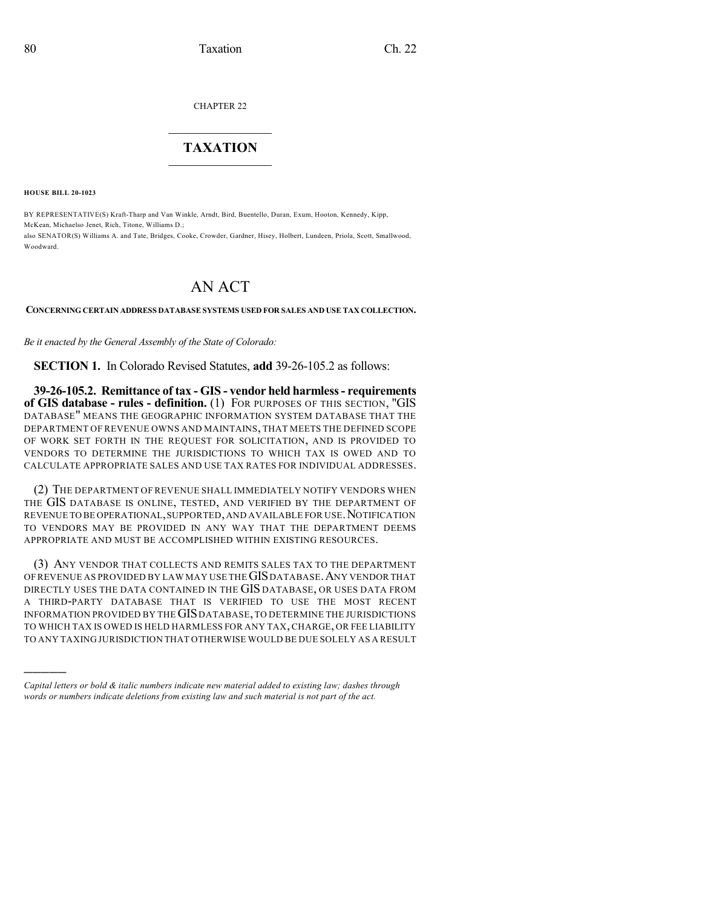CHAPTER 22

# TAXATION

**HOUSE BILL 20-1023**

BY REPRESENTATIVE(S) Kraft-Tharp and Van Winkle, Arndt, Bird, Buentello, Duran, Exum, Hooton, Kennedy, Kipp, McKean, Michaelson Jenet, Rich, Titone, Williams D.;
also SENATOR(S) Williams A. and Tate, Bridges, Cooke, Crowder, Gardner, Hisey, Holbert, Lundeen, Priola, Scott, Smallwood, Woodward.

# AN ACT

**CONCERNING CERTAIN ADDRESS DATABASE SYSTEMS USED FOR SALES AND USE TAX COLLECTION.**

*Be it enacted by the General Assembly of the State of Colorado:*

**SECTION 1.** In Colorado Revised Statutes, **add** 39-26-105.2 as follows:

**39-26-105.2. Remittance of tax - GIS - vendor held harmless - requirements of GIS database - rules - definition.** (1) FOR PURPOSES OF THIS SECTION, "GIS DATABASE" MEANS THE GEOGRAPHIC INFORMATION SYSTEM DATABASE THAT THE DEPARTMENT OF REVENUE OWNS AND MAINTAINS, THAT MEETS THE DEFINED SCOPE OF WORK SET FORTH IN THE REQUEST FOR SOLICITATION, AND IS PROVIDED TO VENDORS TO DETERMINE THE JURISDICTIONS TO WHICH TAX IS OWED AND TO CALCULATE APPROPRIATE SALES AND USE TAX RATES FOR INDIVIDUAL ADDRESSES.

(2) THE DEPARTMENT OF REVENUE SHALL IMMEDIATELY NOTIFY VENDORS WHEN THE GIS DATABASE IS ONLINE, TESTED, AND VERIFIED BY THE DEPARTMENT OF REVENUE TO BE OPERATIONAL, SUPPORTED, AND AVAILABLE FOR USE. NOTIFICATION TO VENDORS MAY BE PROVIDED IN ANY WAY THAT THE DEPARTMENT DEEMS APPROPRIATE AND MUST BE ACCOMPLISHED WITHIN EXISTING RESOURCES.

(3) ANY VENDOR THAT COLLECTS AND REMITS SALES TAX TO THE DEPARTMENT OF REVENUE AS PROVIDED BY LAW MAY USE THE GIS DATABASE. ANY VENDOR THAT DIRECTLY USES THE DATA CONTAINED IN THE GIS DATABASE, OR USES DATA FROM A THIRD-PARTY DATABASE THAT IS VERIFIED TO USE THE MOST RECENT INFORMATION PROVIDED BY THE GIS DATABASE, TO DETERMINE THE JURISDICTIONS TO WHICH TAX IS OWED IS HELD HARMLESS FOR ANY TAX, CHARGE, OR FEE LIABILITY TO ANY TAXING JURISDICTION THAT OTHERWISE WOULD BE DUE SOLELY AS A RESULT

---

*Capital letters or bold & italic numbers indicate new material added to existing law; dashes through words or numbers indicate deletions from existing law and such material is not part of the act.*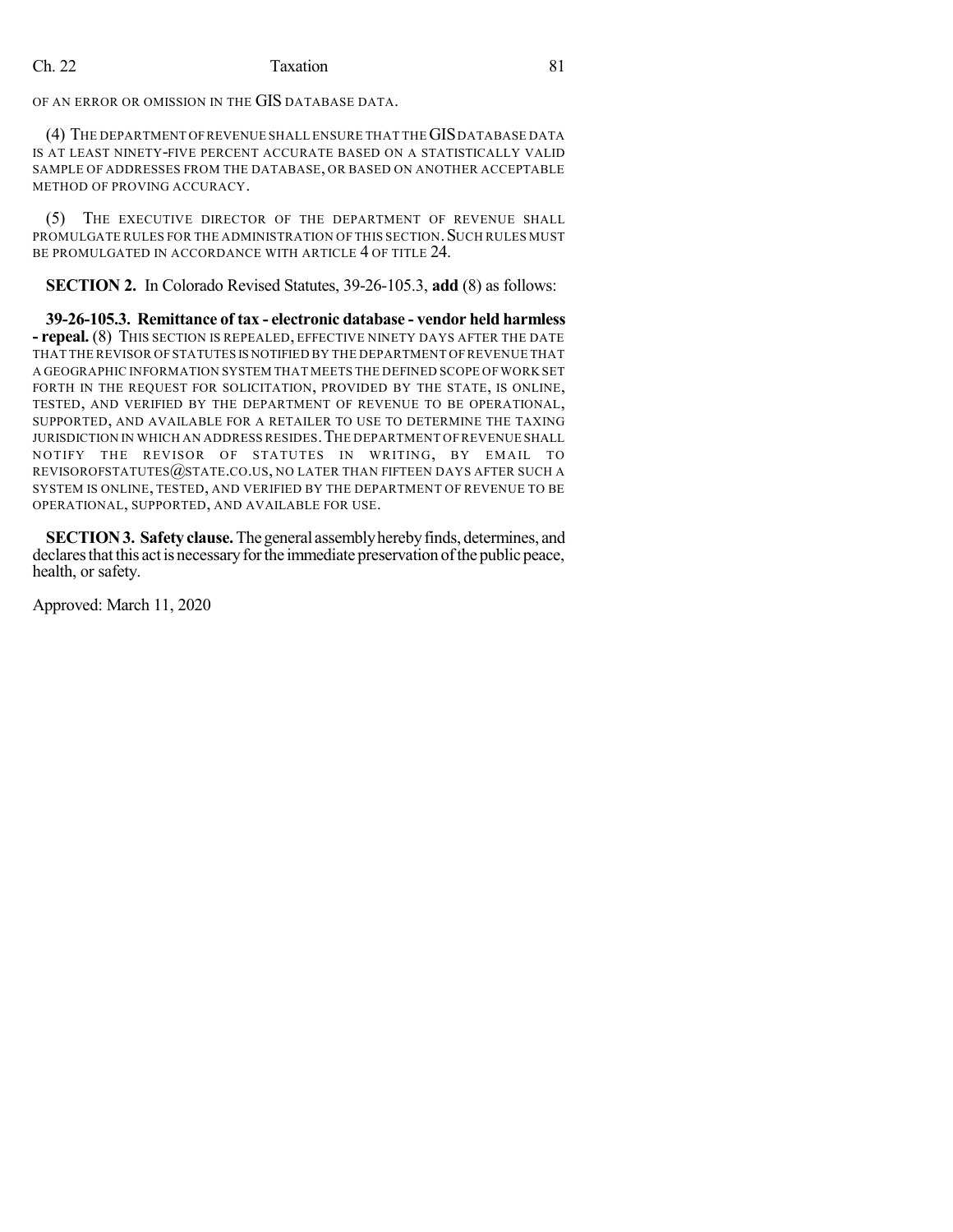OF AN ERROR OR OMISSION IN THE GIS DATABASE DATA.

(4) THE DEPARTMENT OF REVENUE SHALL ENSURE THAT THE GIS DATABASE DATA IS AT LEAST NINETY-FIVE PERCENT ACCURATE BASED ON A STATISTICALLY VALID SAMPLE OF ADDRESSES FROM THE DATABASE, OR BASED ON ANOTHER ACCEPTABLE METHOD OF PROVING ACCURACY.

(5) THE EXECUTIVE DIRECTOR OF THE DEPARTMENT OF REVENUE SHALL PROMULGATE RULES FOR THE ADMINISTRATION OF THIS SECTION. SUCH RULES MUST BE PROMULGATED IN ACCORDANCE WITH ARTICLE 4 OF TITLE 24.

**SECTION 2.** In Colorado Revised Statutes, 39-26-105.3, **add** (8) as follows:

**39-26-105.3. Remittance of tax - electronic database - vendor held harmless - repeal.** (8) THIS SECTION IS REPEALED, EFFECTIVE NINETY DAYS AFTER THE DATE THAT THE REVISOR OF STATUTES IS NOTIFIED BY THE DEPARTMENT OF REVENUE THAT A GEOGRAPHIC INFORMATION SYSTEM THAT MEETS THE DEFINED SCOPE OF WORK SET FORTH IN THE REQUEST FOR SOLICITATION, PROVIDED BY THE STATE, IS ONLINE, TESTED, AND VERIFIED BY THE DEPARTMENT OF REVENUE TO BE OPERATIONAL, SUPPORTED, AND AVAILABLE FOR A RETAILER TO USE TO DETERMINE THE TAXING JURISDICTION IN WHICH AN ADDRESS RESIDES. THE DEPARTMENT OF REVENUE SHALL NOTIFY THE REVISOR OF STATUTES IN WRITING, BY EMAIL TO REVISOROFSTATUTES@STATE.CO.US, NO LATER THAN FIFTEEN DAYS AFTER SUCH A SYSTEM IS ONLINE, TESTED, AND VERIFIED BY THE DEPARTMENT OF REVENUE TO BE OPERATIONAL, SUPPORTED, AND AVAILABLE FOR USE.

**SECTION 3. Safety clause.** The general assembly hereby finds, determines, and declares that this act is necessary for the immediate preservation of the public peace, health, or safety.

Approved: March 11, 2020